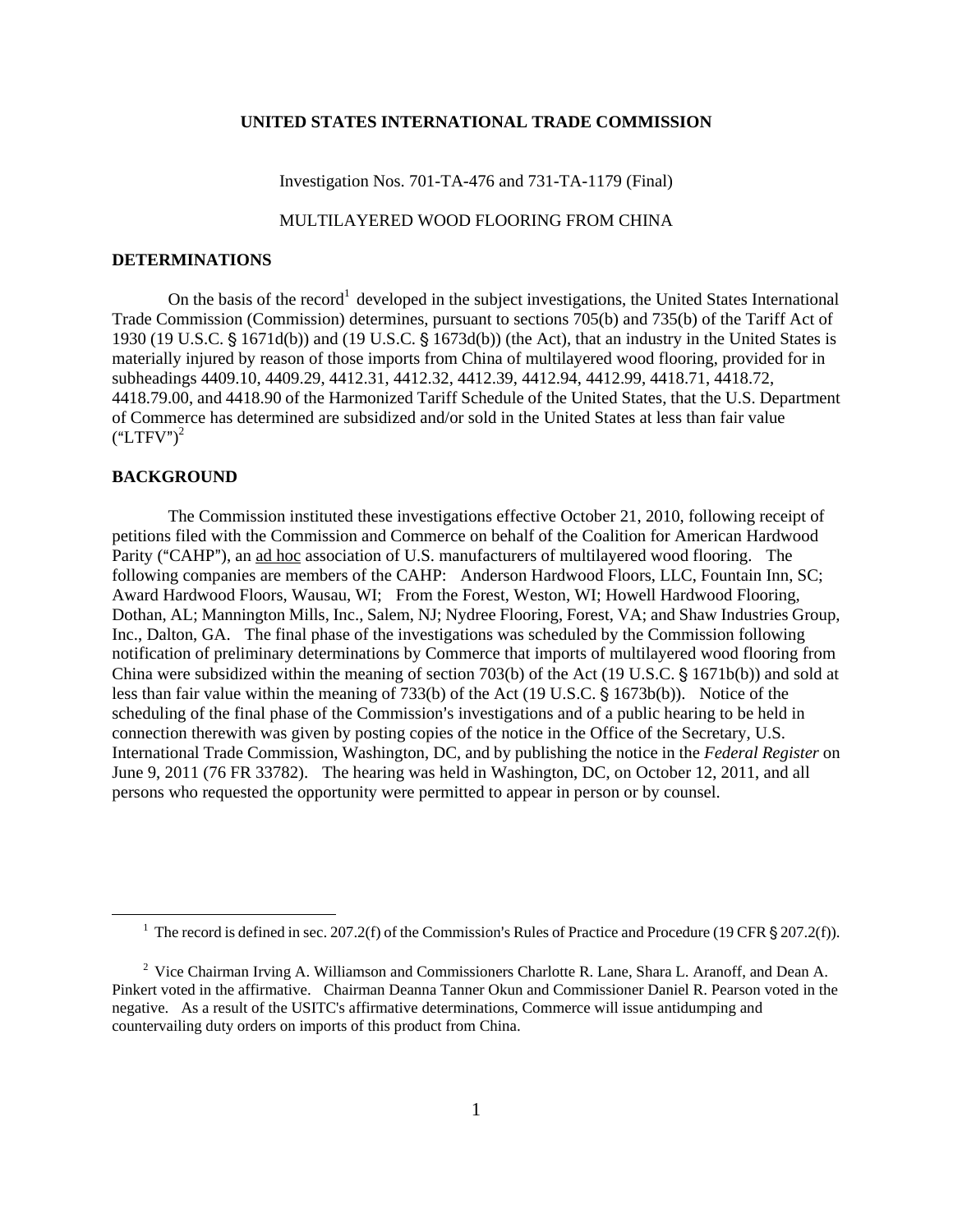**UNITED STATES INTERNATIONAL TRADE COMMISSION**

Investigation Nos. 701-TA-476 and 731-TA-1179 (Final)

MULTILAYERED WOOD FLOORING FROM CHINA

**DETERMINATIONS**

On the basis of the record[1] developed in the subject investigations, the United States International Trade Commission (Commission) determines, pursuant to sections 705(b) and 735(b) of the Tariff Act of 1930 (19 U.S.C. § 1671d(b)) and (19 U.S.C. § 1673d(b)) (the Act), that an industry in the United States is materially injured by reason of those imports from China of multilayered wood flooring, provided for in subheadings 4409.10, 4409.29, 4412.31, 4412.32, 4412.39, 4412.94, 4412.99, 4418.71, 4418.72, 4418.79.00, and 4418.90 of the Harmonized Tariff Schedule of the United States, that the U.S. Department of Commerce has determined are subsidized and/or sold in the United States at less than fair value ("LTFV")[2]

**BACKGROUND**

The Commission instituted these investigations effective October 21, 2010, following receipt of petitions filed with the Commission and Commerce on behalf of the Coalition for American Hardwood Parity ("CAHP"), an ad hoc association of U.S. manufacturers of multilayered wood flooring. The following companies are members of the CAHP: Anderson Hardwood Floors, LLC, Fountain Inn, SC; Award Hardwood Floors, Wausau, WI; From the Forest, Weston, WI; Howell Hardwood Flooring, Dothan, AL; Mannington Mills, Inc., Salem, NJ; Nydree Flooring, Forest, VA; and Shaw Industries Group, Inc., Dalton, GA. The final phase of the investigations was scheduled by the Commission following notification of preliminary determinations by Commerce that imports of multilayered wood flooring from China were subsidized within the meaning of section 703(b) of the Act (19 U.S.C. § 1671b(b)) and sold at less than fair value within the meaning of 733(b) of the Act (19 U.S.C. § 1673b(b)). Notice of the scheduling of the final phase of the Commission's investigations and of a public hearing to be held in connection therewith was given by posting copies of the notice in the Office of the Secretary, U.S. International Trade Commission, Washington, DC, and by publishing the notice in the *Federal Register* on June 9, 2011 (76 FR 33782). The hearing was held in Washington, DC, on October 12, 2011, and all persons who requested the opportunity were permitted to appear in person or by counsel.

---

[1] The record is defined in sec. 207.2(f) of the Commission's Rules of Practice and Procedure (19 CFR § 207.2(f)).

[2] Vice Chairman Irving A. Williamson and Commissioners Charlotte R. Lane, Shara L. Aranoff, and Dean A. Pinkert voted in the affirmative. Chairman Deanna Tanner Okun and Commissioner Daniel R. Pearson voted in the negative. As a result of the USITC's affirmative determinations, Commerce will issue antidumping and countervailing duty orders on imports of this product from China.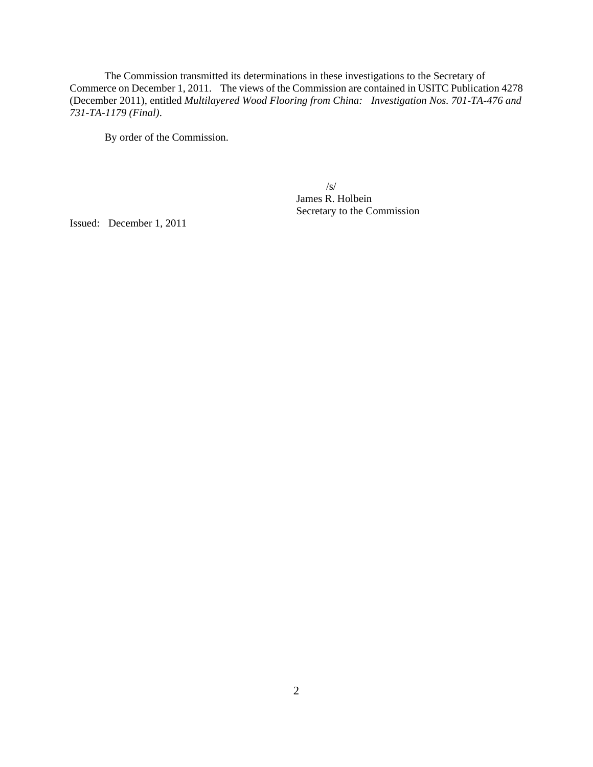The Commission transmitted its determinations in these investigations to the Secretary of Commerce on December 1, 2011. The views of the Commission are contained in USITC Publication 4278 (December 2011), entitled *Multilayered Wood Flooring from China: Investigation Nos. 701-TA-476 and 731-TA-1179 (Final)*.

By order of the Commission.

/s/
James R. Holbein
Secretary to the Commission

Issued: December 1, 2011